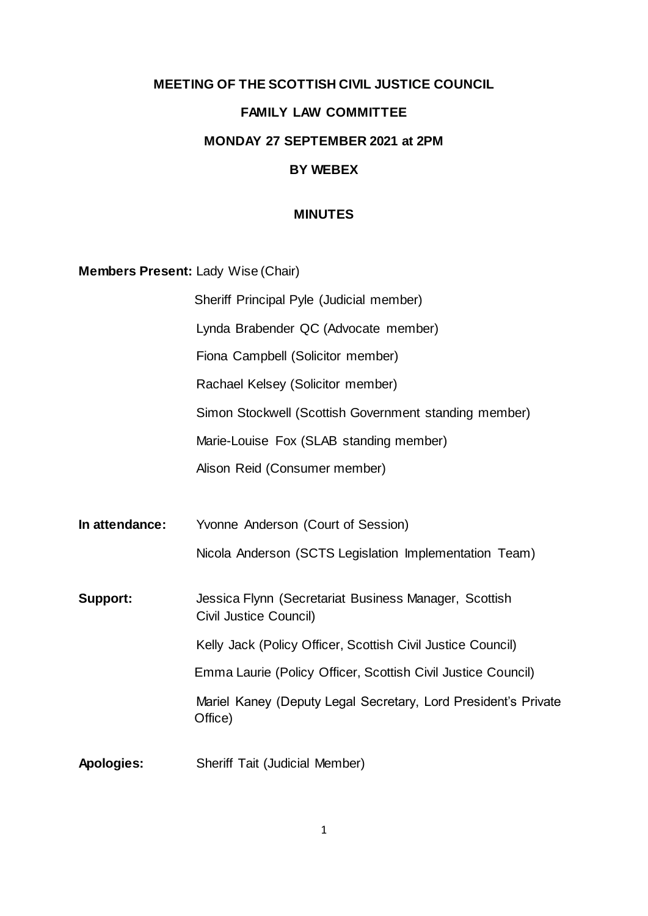**MEETING OF THE SCOTTISH CIVIL JUSTICE COUNCIL**

**FAMILY LAW COMMITTEE**

**MONDAY 27 SEPTEMBER 2021 at 2PM**

**BY WEBEX**

**MINUTES**

**Members Present:** Lady Wise (Chair)

Sheriff Principal Pyle (Judicial member)

Lynda Brabender QC (Advocate member)

Fiona Campbell (Solicitor member)

Rachael Kelsey (Solicitor member)

Simon Stockwell (Scottish Government standing member)

Marie-Louise Fox (SLAB standing member)

Alison Reid (Consumer member)

**In attendance:** Yvonne Anderson (Court of Session)

Nicola Anderson (SCTS Legislation Implementation Team)

**Support:** Jessica Flynn (Secretariat Business Manager, Scottish Civil Justice Council)

Kelly Jack (Policy Officer, Scottish Civil Justice Council)

Emma Laurie (Policy Officer, Scottish Civil Justice Council)

Mariel Kaney (Deputy Legal Secretary, Lord President's Private Office)

**Apologies:** Sheriff Tait (Judicial Member)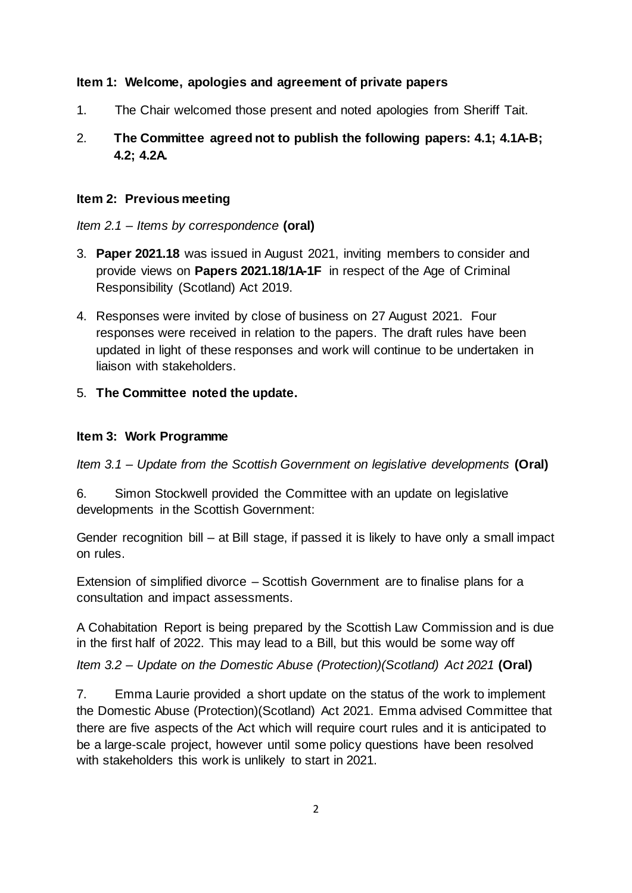**Item 1: Welcome, apologies and agreement of private papers**

1. The Chair welcomed those present and noted apologies from Sheriff Tait.

2. **The Committee agreed not to publish the following papers: 4.1; 4.1A-B; 4.2; 4.2A.**

**Item 2: Previous meeting**

*Item 2.1 – Items by correspondence* **(oral)**

3. **Paper 2021.18** was issued in August 2021, inviting members to consider and provide views on **Papers 2021.18/1A-1F** in respect of the Age of Criminal Responsibility (Scotland) Act 2019.

4. Responses were invited by close of business on 27 August 2021. Four responses were received in relation to the papers. The draft rules have been updated in light of these responses and work will continue to be undertaken in liaison with stakeholders.

5. **The Committee noted the update.**

**Item 3: Work Programme**

*Item 3.1 – Update from the Scottish Government on legislative developments* **(Oral)**

6. Simon Stockwell provided the Committee with an update on legislative developments in the Scottish Government:

Gender recognition bill – at Bill stage, if passed it is likely to have only a small impact on rules.

Extension of simplified divorce – Scottish Government are to finalise plans for a consultation and impact assessments.

A Cohabitation Report is being prepared by the Scottish Law Commission and is due in the first half of 2022. This may lead to a Bill, but this would be some way off

*Item 3.2 – Update on the Domestic Abuse (Protection)(Scotland) Act 2021* **(Oral)**

7. Emma Laurie provided a short update on the status of the work to implement the Domestic Abuse (Protection)(Scotland) Act 2021. Emma advised Committee that there are five aspects of the Act which will require court rules and it is anticipated to be a large-scale project, however until some policy questions have been resolved with stakeholders this work is unlikely to start in 2021.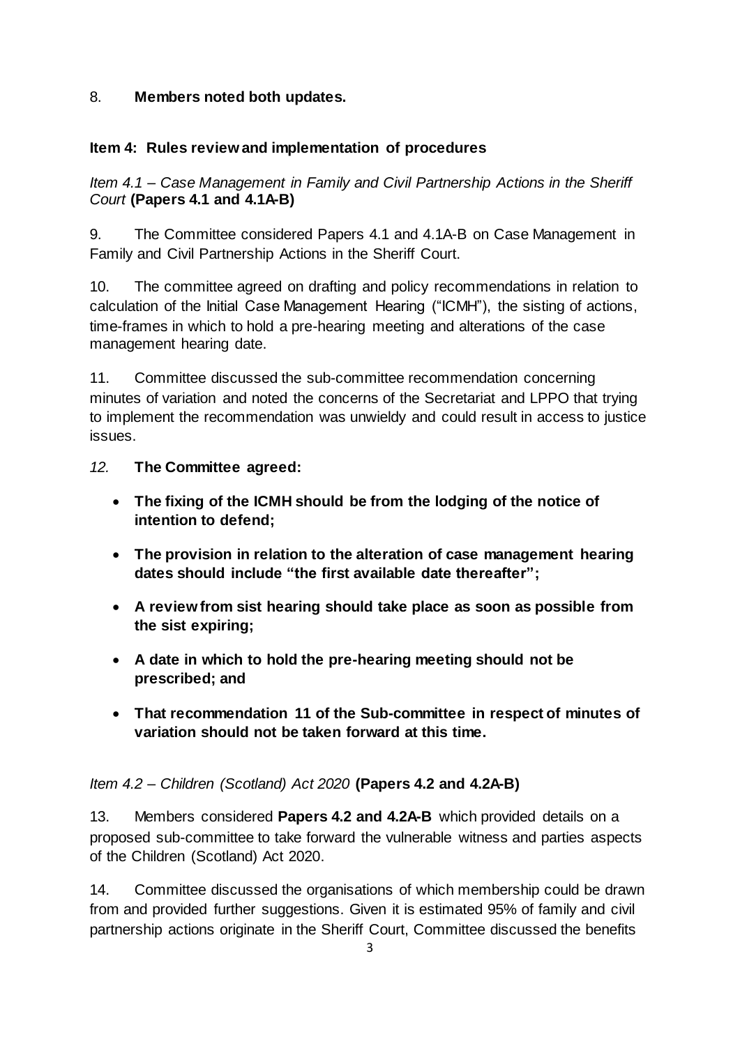8. **Members noted both updates.**

## Item 4: Rules review and implementation of procedures

*Item 4.1 – Case Management in Family and Civil Partnership Actions in the Sheriff Court* **(Papers 4.1 and 4.1A-B)**

9. The Committee considered Papers 4.1 and 4.1A-B on Case Management in Family and Civil Partnership Actions in the Sheriff Court.

10. The committee agreed on drafting and policy recommendations in relation to calculation of the Initial Case Management Hearing ("ICMH"), the sisting of actions, time-frames in which to hold a pre-hearing meeting and alterations of the case management hearing date.

11. Committee discussed the sub-committee recommendation concerning minutes of variation and noted the concerns of the Secretariat and LPPO that trying to implement the recommendation was unwieldy and could result in access to justice issues.

*12.* **The Committee agreed:**

- **The fixing of the ICMH should be from the lodging of the notice of intention to defend;**
- **The provision in relation to the alteration of case management hearing dates should include "the first available date thereafter";**
- **A review from sist hearing should take place as soon as possible from the sist expiring;**
- **A date in which to hold the pre-hearing meeting should not be prescribed; and**
- **That recommendation 11 of the Sub-committee in respect of minutes of variation should not be taken forward at this time.**

*Item 4.2 – Children (Scotland) Act 2020* **(Papers 4.2 and 4.2A-B)**

13. Members considered **Papers 4.2 and 4.2A-B** which provided details on a proposed sub-committee to take forward the vulnerable witness and parties aspects of the Children (Scotland) Act 2020.

14. Committee discussed the organisations of which membership could be drawn from and provided further suggestions. Given it is estimated 95% of family and civil partnership actions originate in the Sheriff Court, Committee discussed the benefits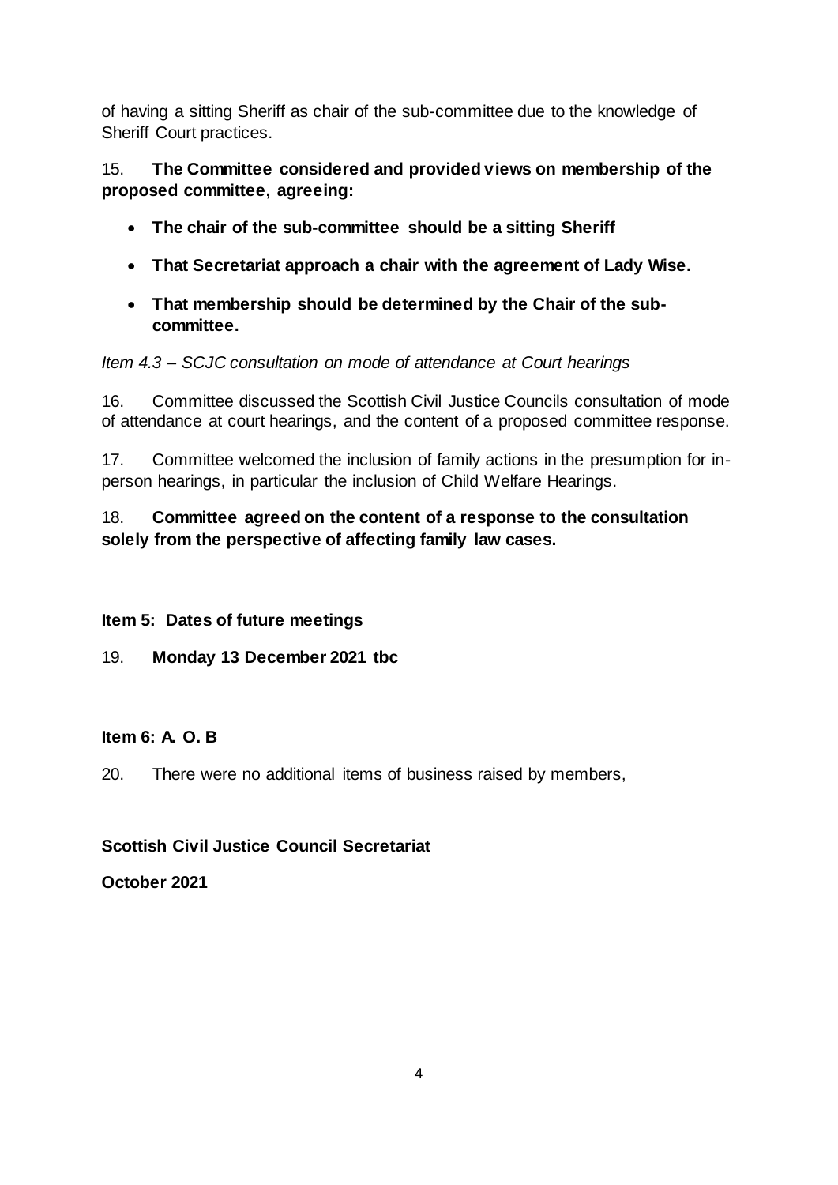of having a sitting Sheriff as chair of the sub-committee due to the knowledge of Sheriff Court practices.

15. **The Committee considered and provided views on membership of the proposed committee, agreeing:**

- **The chair of the sub-committee should be a sitting Sheriff**
- **That Secretariat approach a chair with the agreement of Lady Wise.**
- **That membership should be determined by the Chair of the sub-committee.**

*Item 4.3 – SCJC consultation on mode of attendance at Court hearings*

16. Committee discussed the Scottish Civil Justice Councils consultation of mode of attendance at court hearings, and the content of a proposed committee response.

17. Committee welcomed the inclusion of family actions in the presumption for in-person hearings, in particular the inclusion of Child Welfare Hearings.

18. **Committee agreed on the content of a response to the consultation solely from the perspective of affecting family law cases.**

**Item 5: Dates of future meetings**

19. **Monday 13 December 2021 tbc**

**Item 6: A. O. B**

20. There were no additional items of business raised by members,

**Scottish Civil Justice Council Secretariat**

**October 2021**